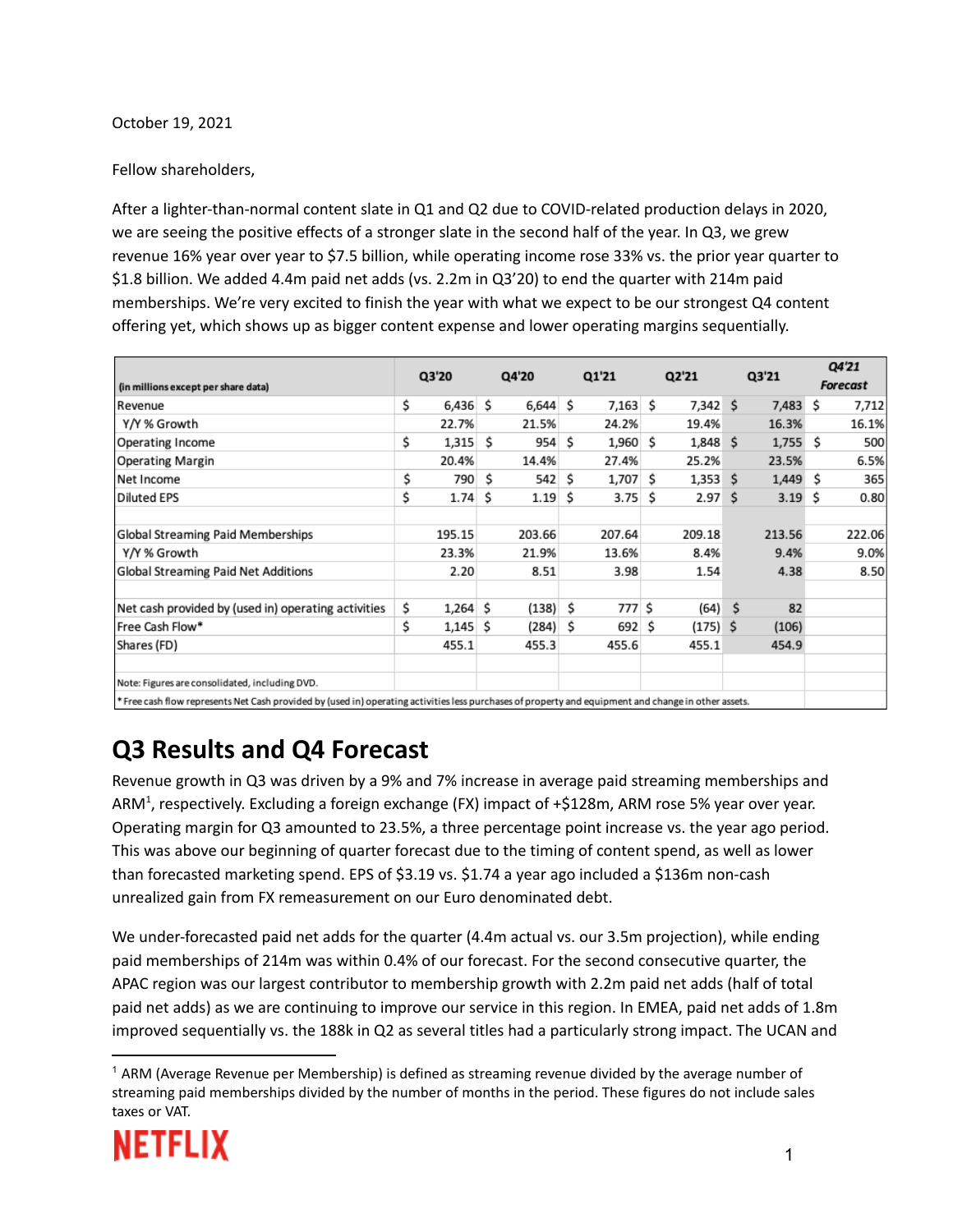October 19, 2021

Fellow shareholders,

After a lighter-than-normal content slate in Q1 and Q2 due to COVID-related production delays in 2020, we are seeing the positive effects of a stronger slate in the second half of the year. In Q3, we grew revenue 16% year over year to $7.5 billion, while operating income rose 33% vs. the prior year quarter to $1.8 billion. We added 4.4m paid net adds (vs. 2.2m in Q3'20) to end the quarter with 214m paid memberships. We're very excited to finish the year with what we expect to be our strongest Q4 content offering yet, which shows up as bigger content expense and lower operating margins sequentially.

| (in millions except per share data) | Q3'20 | Q4'20 | Q1'21 | Q2'21 | Q3'21 | *Q4'21 Forecast* |
|---|---|---|---|---|---|---|
| Revenue | $ 6,436 | $ 6,644 | $ 7,163 | $ 7,342 | $ 7,483 | $ 7,712 |
| Y/Y % Growth | 22.7% | 21.5% | 24.2% | 19.4% | 16.3% | 16.1% |
| Operating Income | $ 1,315 | $ 954 | $ 1,960 | $ 1,848 | $ 1,755 | $ 500 |
| Operating Margin | 20.4% | 14.4% | 27.4% | 25.2% | 23.5% | 6.5% |
| Net Income | $ 790 | $ 542 | $ 1,707 | $ 1,353 | $ 1,449 | $ 365 |
| Diluted EPS | $ 1.74 | $ 1.19 | $ 3.75 | $ 2.97 | $ 3.19 | $ 0.80 |
| | | | | | | |
| Global Streaming Paid Memberships | 195.15 | 203.66 | 207.64 | 209.18 | 213.56 | 222.06 |
| Y/Y % Growth | 23.3% | 21.9% | 13.6% | 8.4% | 9.4% | 9.0% |
| Global Streaming Paid Net Additions | 2.20 | 8.51 | 3.98 | 1.54 | 4.38 | 8.50 |
| | | | | | | |
| Net cash provided by (used in) operating activities | $ 1,264 | $ (138) | $ 777 | $ (64) | $ 82 | |
| Free Cash Flow* | $ 1,145 | $ (284) | $ 692 | $ (175) | $ (106) | |
| Shares (FD) | 455.1 | 455.3 | 455.6 | 455.1 | 454.9 | |

Note: Figures are consolidated, including DVD.

* Free cash flow represents Net Cash provided by (used in) operating activities less purchases of property and equipment and change in other assets.

## Q3 Results and Q4 Forecast

Revenue growth in Q3 was driven by a 9% and 7% increase in average paid streaming memberships and ARM[1], respectively. Excluding a foreign exchange (FX) impact of +$128m, ARM rose 5% year over year. Operating margin for Q3 amounted to 23.5%, a three percentage point increase vs. the year ago period. This was above our beginning of quarter forecast due to the timing of content spend, as well as lower than forecasted marketing spend. EPS of $3.19 vs. $1.74 a year ago included a $136m non-cash unrealized gain from FX remeasurement on our Euro denominated debt.

We under-forecasted paid net adds for the quarter (4.4m actual vs. our 3.5m projection), while ending paid memberships of 214m was within 0.4% of our forecast. For the second consecutive quarter, the APAC region was our largest contributor to membership growth with 2.2m paid net adds (half of total paid net adds) as we are continuing to improve our service in this region. In EMEA, paid net adds of 1.8m improved sequentially vs. the 188k in Q2 as several titles had a particularly strong impact. The UCAN and

[1] ARM (Average Revenue per Membership) is defined as streaming revenue divided by the average number of streaming paid memberships divided by the number of months in the period. These figures do not include sales taxes or VAT.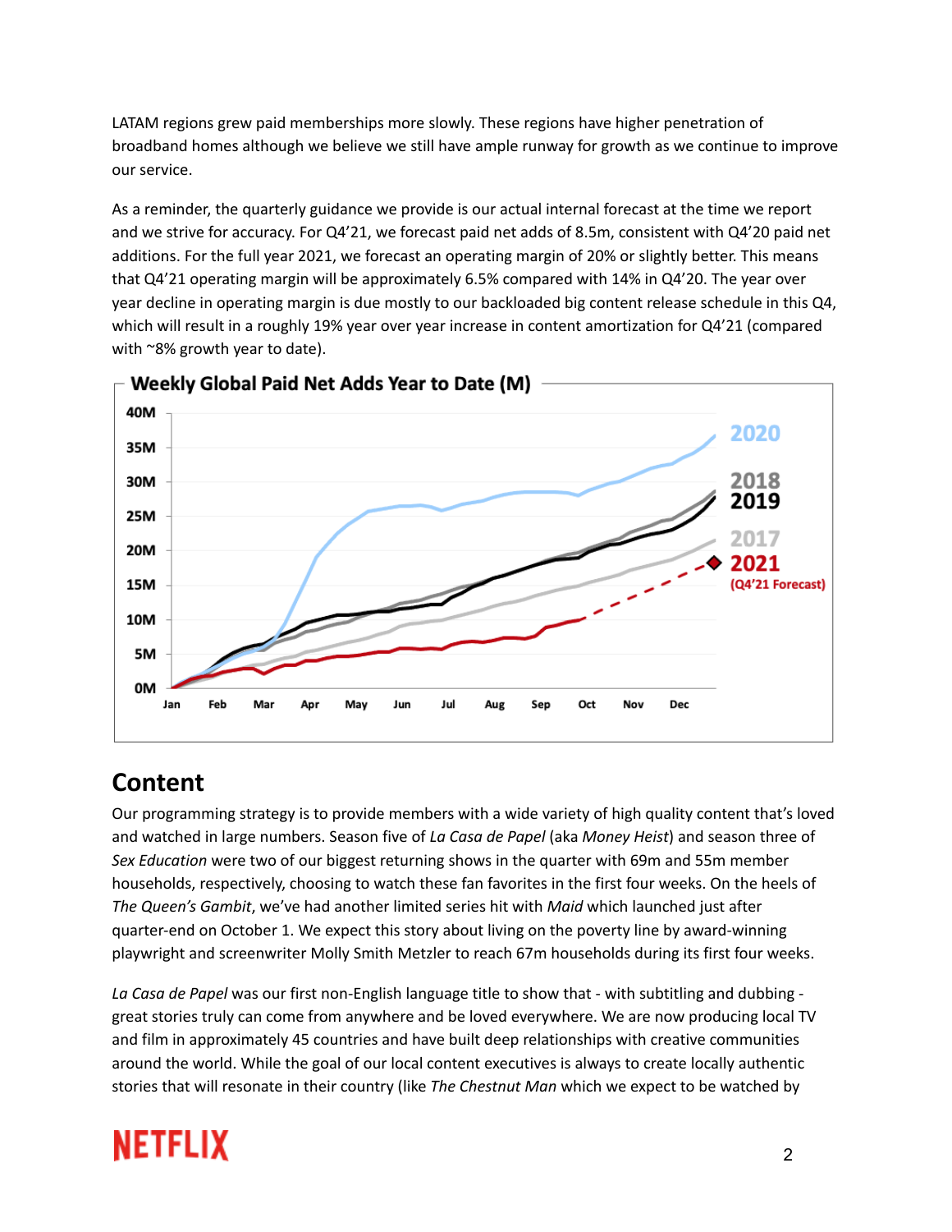LATAM regions grew paid memberships more slowly. These regions have higher penetration of broadband homes although we believe we still have ample runway for growth as we continue to improve our service.

As a reminder, the quarterly guidance we provide is our actual internal forecast at the time we report and we strive for accuracy. For Q4'21, we forecast paid net adds of 8.5m, consistent with Q4'20 paid net additions. For the full year 2021, we forecast an operating margin of 20% or slightly better. This means that Q4'21 operating margin will be approximately 6.5% compared with 14% in Q4'20. The year over year decline in operating margin is due mostly to our backloaded big content release schedule in this Q4, which will result in a roughly 19% year over year increase in content amortization for Q4'21 (compared with ~8% growth year to date).

**Weekly Global Paid Net Adds Year to Date (M)**

## Content

Our programming strategy is to provide members with a wide variety of high quality content that's loved and watched in large numbers. Season five of *La Casa de Papel* (aka *Money Heist*) and season three of *Sex Education* were two of our biggest returning shows in the quarter with 69m and 55m member households, respectively, choosing to watch these fan favorites in the first four weeks. On the heels of *The Queen's Gambit*, we've had another limited series hit with *Maid* which launched just after quarter-end on October 1. We expect this story about living on the poverty line by award-winning playwright and screenwriter Molly Smith Metzler to reach 67m households during its first four weeks.

*La Casa de Papel* was our first non-English language title to show that - with subtitling and dubbing - great stories truly can come from anywhere and be loved everywhere. We are now producing local TV and film in approximately 45 countries and have built deep relationships with creative communities around the world. While the goal of our local content executives is always to create locally authentic stories that will resonate in their country (like *The Chestnut Man* which we expect to be watched by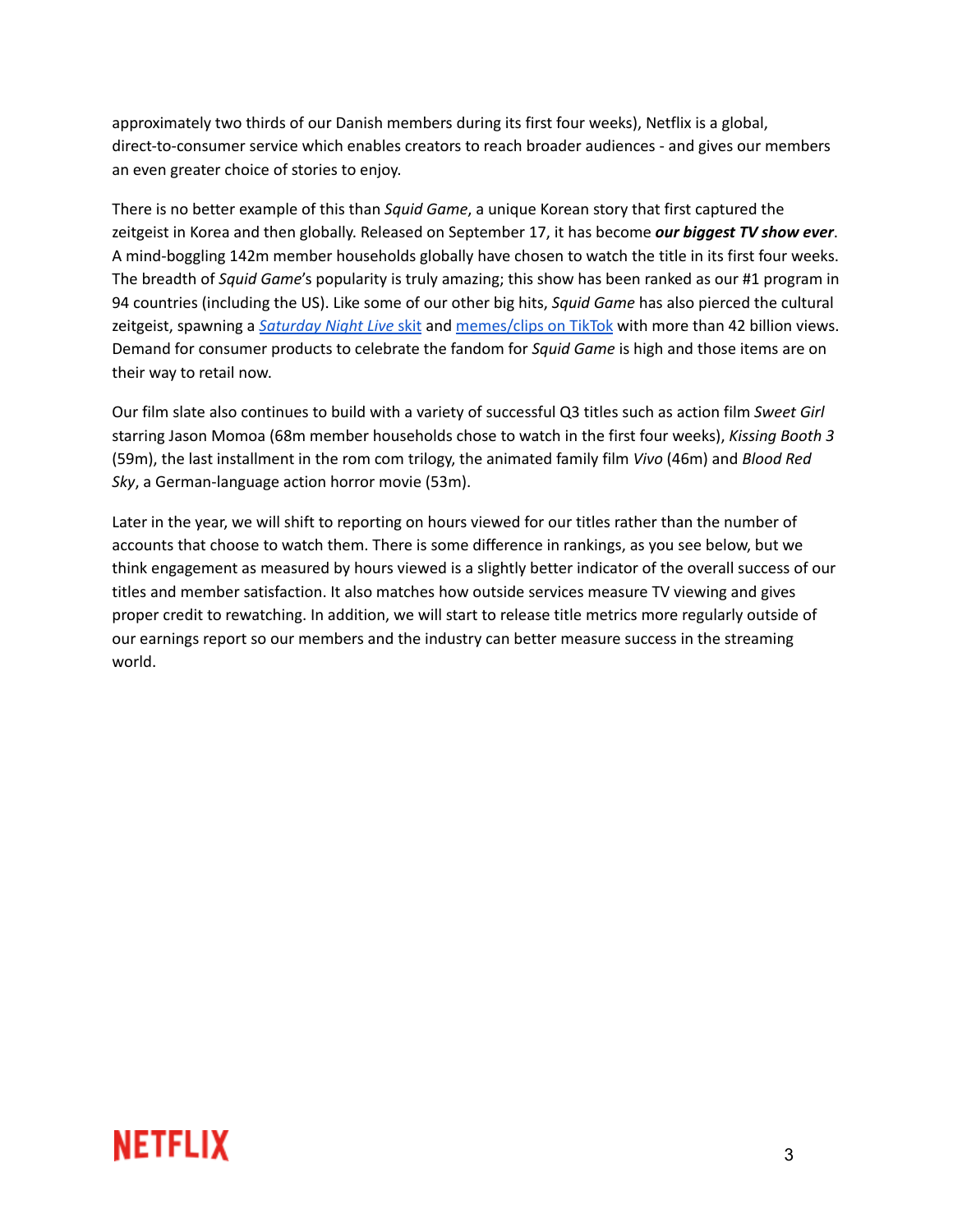approximately two thirds of our Danish members during its first four weeks), Netflix is a global, direct-to-consumer service which enables creators to reach broader audiences - and gives our members an even greater choice of stories to enjoy.

There is no better example of this than *Squid Game*, a unique Korean story that first captured the zeitgeist in Korea and then globally. Released on September 17, it has become ***our biggest TV show ever***. A mind-boggling 142m member households globally have chosen to watch the title in its first four weeks. The breadth of *Squid Game*'s popularity is truly amazing; this show has been ranked as our #1 program in 94 countries (including the US). Like some of our other big hits, *Squid Game* has also pierced the cultural zeitgeist, spawning a *Saturday Night Live* skit and memes/clips on TikTok with more than 42 billion views. Demand for consumer products to celebrate the fandom for *Squid Game* is high and those items are on their way to retail now.

Our film slate also continues to build with a variety of successful Q3 titles such as action film *Sweet Girl* starring Jason Momoa (68m member households chose to watch in the first four weeks), *Kissing Booth 3* (59m), the last installment in the rom com trilogy, the animated family film *Vivo* (46m) and *Blood Red Sky*, a German-language action horror movie (53m).

Later in the year, we will shift to reporting on hours viewed for our titles rather than the number of accounts that choose to watch them. There is some difference in rankings, as you see below, but we think engagement as measured by hours viewed is a slightly better indicator of the overall success of our titles and member satisfaction. It also matches how outside services measure TV viewing and gives proper credit to rewatching. In addition, we will start to release title metrics more regularly outside of our earnings report so our members and the industry can better measure success in the streaming world.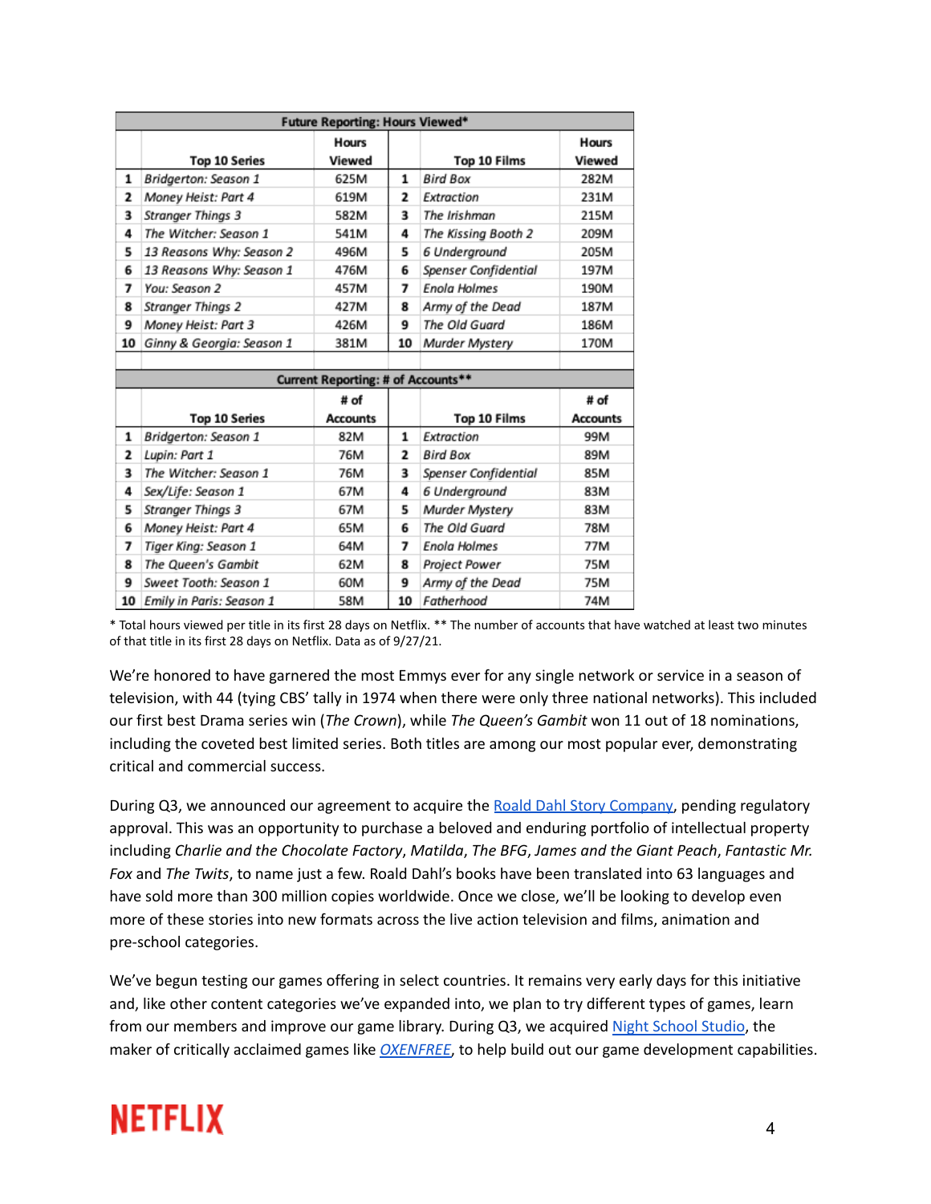| Future Reporting: Hours Viewed* | | | | | |
|---|---|---|---|---|---|
| | Top 10 Series | Hours Viewed | | Top 10 Films | Hours Viewed |
| 1 | *Bridgerton: Season 1* | 625M | 1 | *Bird Box* | 282M |
| 2 | *Money Heist: Part 4* | 619M | 2 | *Extraction* | 231M |
| 3 | *Stranger Things 3* | 582M | 3 | *The Irishman* | 215M |
| 4 | *The Witcher: Season 1* | 541M | 4 | *The Kissing Booth 2* | 209M |
| 5 | *13 Reasons Why: Season 2* | 496M | 5 | *6 Underground* | 205M |
| 6 | *13 Reasons Why: Season 1* | 476M | 6 | *Spenser Confidential* | 197M |
| 7 | *You: Season 2* | 457M | 7 | *Enola Holmes* | 190M |
| 8 | *Stranger Things 2* | 427M | 8 | *Army of the Dead* | 187M |
| 9 | *Money Heist: Part 3* | 426M | 9 | *The Old Guard* | 186M |
| 10 | *Ginny & Georgia: Season 1* | 381M | 10 | *Murder Mystery* | 170M |
| **Current Reporting: # of Accounts**** | | | | | |
| | Top 10 Series | # of Accounts | | Top 10 Films | # of Accounts |
| 1 | *Bridgerton: Season 1* | 82M | 1 | *Extraction* | 99M |
| 2 | *Lupin: Part 1* | 76M | 2 | *Bird Box* | 89M |
| 3 | *The Witcher: Season 1* | 76M | 3 | *Spenser Confidential* | 85M |
| 4 | *Sex/Life: Season 1* | 67M | 4 | *6 Underground* | 83M |
| 5 | *Stranger Things 3* | 67M | 5 | *Murder Mystery* | 83M |
| 6 | *Money Heist: Part 4* | 65M | 6 | *The Old Guard* | 78M |
| 7 | *Tiger King: Season 1* | 64M | 7 | *Enola Holmes* | 77M |
| 8 | *The Queen's Gambit* | 62M | 8 | *Project Power* | 75M |
| 9 | *Sweet Tooth: Season 1* | 60M | 9 | *Army of the Dead* | 75M |
| 10 | *Emily in Paris: Season 1* | 58M | 10 | *Fatherhood* | 74M |

* Total hours viewed per title in its first 28 days on Netflix. ** The number of accounts that have watched at least two minutes of that title in its first 28 days on Netflix. Data as of 9/27/21.

We're honored to have garnered the most Emmys ever for any single network or service in a season of television, with 44 (tying CBS' tally in 1974 when there were only three national networks). This included our first best Drama series win (*The Crown*), while *The Queen's Gambit* won 11 out of 18 nominations, including the coveted best limited series. Both titles are among our most popular ever, demonstrating critical and commercial success.

During Q3, we announced our agreement to acquire the Roald Dahl Story Company, pending regulatory approval. This was an opportunity to purchase a beloved and enduring portfolio of intellectual property including *Charlie and the Chocolate Factory*, *Matilda*, *The BFG*, *James and the Giant Peach*, *Fantastic Mr. Fox* and *The Twits*, to name just a few. Roald Dahl's books have been translated into 63 languages and have sold more than 300 million copies worldwide. Once we close, we'll be looking to develop even more of these stories into new formats across the live action television and films, animation and pre-school categories.

We've begun testing our games offering in select countries. It remains very early days for this initiative and, like other content categories we've expanded into, we plan to try different types of games, learn from our members and improve our game library. During Q3, we acquired Night School Studio, the maker of critically acclaimed games like *OXENFREE*, to help build out our game development capabilities.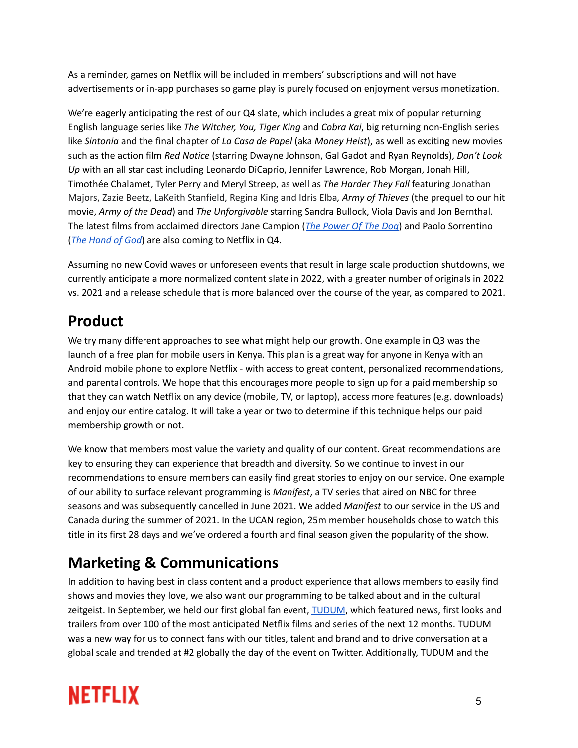As a reminder, games on Netflix will be included in members' subscriptions and will not have advertisements or in-app purchases so game play is purely focused on enjoyment versus monetization.

We're eagerly anticipating the rest of our Q4 slate, which includes a great mix of popular returning English language series like *The Witcher, You, Tiger King* and *Cobra Kai*, big returning non-English series like *Sintonia* and the final chapter of *La Casa de Papel* (aka *Money Heist*), as well as exciting new movies such as the action film *Red Notice* (starring Dwayne Johnson, Gal Gadot and Ryan Reynolds), *Don't Look Up* with an all star cast including Leonardo DiCaprio, Jennifer Lawrence, Rob Morgan, Jonah Hill, Timothée Chalamet, Tyler Perry and Meryl Streep, as well as *The Harder They Fall* featuring Jonathan Majors, Zazie Beetz, LaKeith Stanfield, Regina King and Idris Elba*, Army of Thieves* (the prequel to our hit movie, *Army of the Dead*) and *The Unforgivable* starring Sandra Bullock, Viola Davis and Jon Bernthal. The latest films from acclaimed directors Jane Campion (*The Power Of The Dog*) and Paolo Sorrentino (*The Hand of God*) are also coming to Netflix in Q4.

Assuming no new Covid waves or unforeseen events that result in large scale production shutdowns, we currently anticipate a more normalized content slate in 2022, with a greater number of originals in 2022 vs. 2021 and a release schedule that is more balanced over the course of the year, as compared to 2021.

## Product

We try many different approaches to see what might help our growth. One example in Q3 was the launch of a free plan for mobile users in Kenya. This plan is a great way for anyone in Kenya with an Android mobile phone to explore Netflix - with access to great content, personalized recommendations, and parental controls. We hope that this encourages more people to sign up for a paid membership so that they can watch Netflix on any device (mobile, TV, or laptop), access more features (e.g. downloads) and enjoy our entire catalog. It will take a year or two to determine if this technique helps our paid membership growth or not.

We know that members most value the variety and quality of our content. Great recommendations are key to ensuring they can experience that breadth and diversity. So we continue to invest in our recommendations to ensure members can easily find great stories to enjoy on our service. One example of our ability to surface relevant programming is *Manifest*, a TV series that aired on NBC for three seasons and was subsequently cancelled in June 2021. We added *Manifest* to our service in the US and Canada during the summer of 2021. In the UCAN region, 25m member households chose to watch this title in its first 28 days and we've ordered a fourth and final season given the popularity of the show.

## Marketing & Communications

In addition to having best in class content and a product experience that allows members to easily find shows and movies they love, we also want our programming to be talked about and in the cultural zeitgeist. In September, we held our first global fan event, TUDUM, which featured news, first looks and trailers from over 100 of the most anticipated Netflix films and series of the next 12 months. TUDUM was a new way for us to connect fans with our titles, talent and brand and to drive conversation at a global scale and trended at #2 globally the day of the event on Twitter. Additionally, TUDUM and the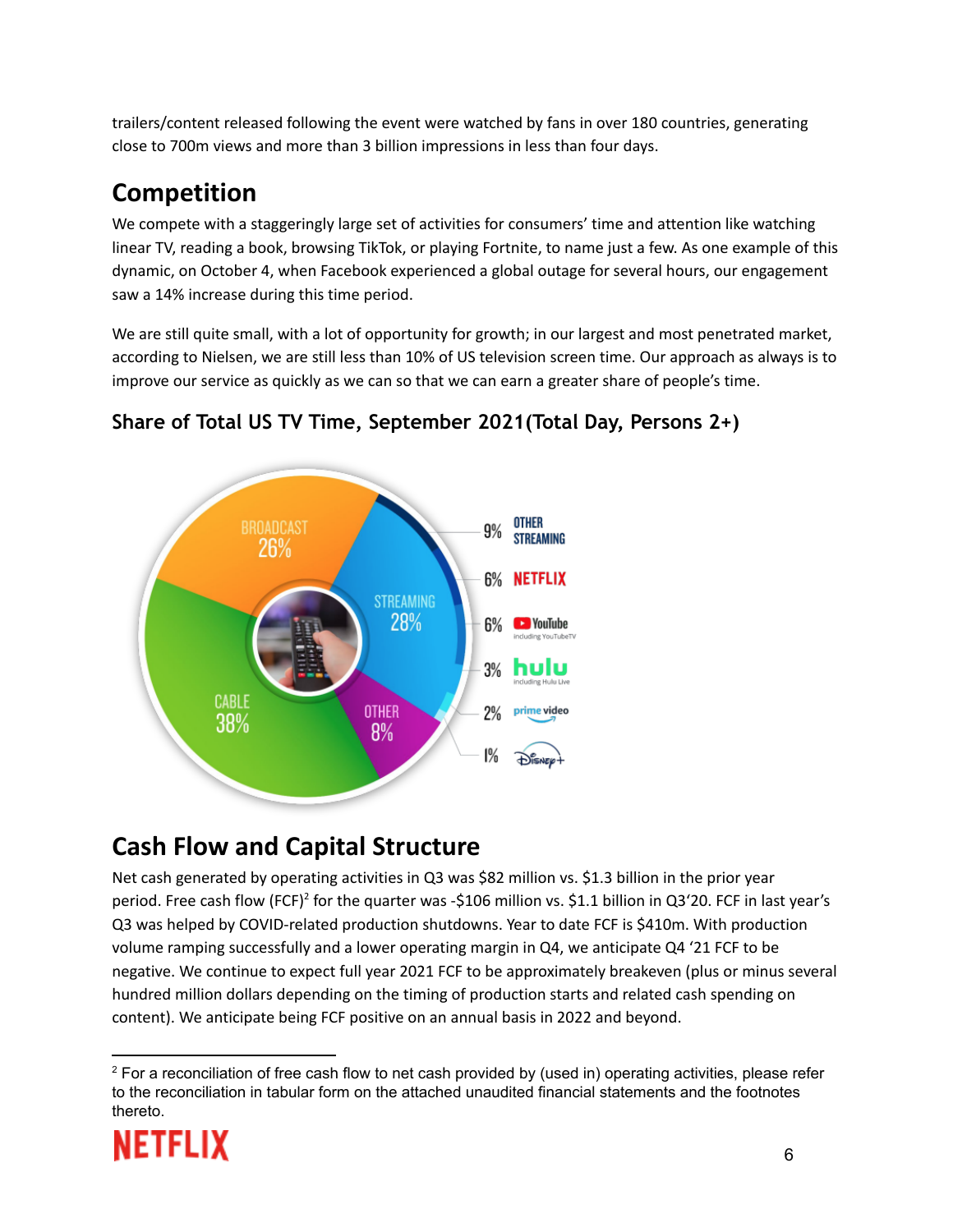trailers/content released following the event were watched by fans in over 180 countries, generating close to 700m views and more than 3 billion impressions in less than four days.

## Competition

We compete with a staggeringly large set of activities for consumers' time and attention like watching linear TV, reading a book, browsing TikTok, or playing Fortnite, to name just a few. As one example of this dynamic, on October 4, when Facebook experienced a global outage for several hours, our engagement saw a 14% increase during this time period.

We are still quite small, with a lot of opportunity for growth; in our largest and most penetrated market, according to Nielsen, we are still less than 10% of US television screen time. Our approach as always is to improve our service as quickly as we can so that we can earn a greater share of people's time.

### Share of Total US TV Time, September 2021(Total Day, Persons 2+)

BROADCAST 26%

STREAMING 28%

CABLE 38%

OTHER 8%

9% OTHER STREAMING

6% NETFLIX

6% YouTube including YouTubeTV

3% hulu including Hulu Live

2% prime video

1% Disney+

## Cash Flow and Capital Structure

Net cash generated by operating activities in Q3 was $82 million vs. $1.3 billion in the prior year period. Free cash flow (FCF)[2] for the quarter was -$106 million vs. $1.1 billion in Q3'20. FCF in last year's Q3 was helped by COVID-related production shutdowns. Year to date FCF is $410m. With production volume ramping successfully and a lower operating margin in Q4, we anticipate Q4 '21 FCF to be negative. We continue to expect full year 2021 FCF to be approximately breakeven (plus or minus several hundred million dollars depending on the timing of production starts and related cash spending on content). We anticipate being FCF positive on an annual basis in 2022 and beyond.

[2] For a reconciliation of free cash flow to net cash provided by (used in) operating activities, please refer to the reconciliation in tabular form on the attached unaudited financial statements and the footnotes thereto.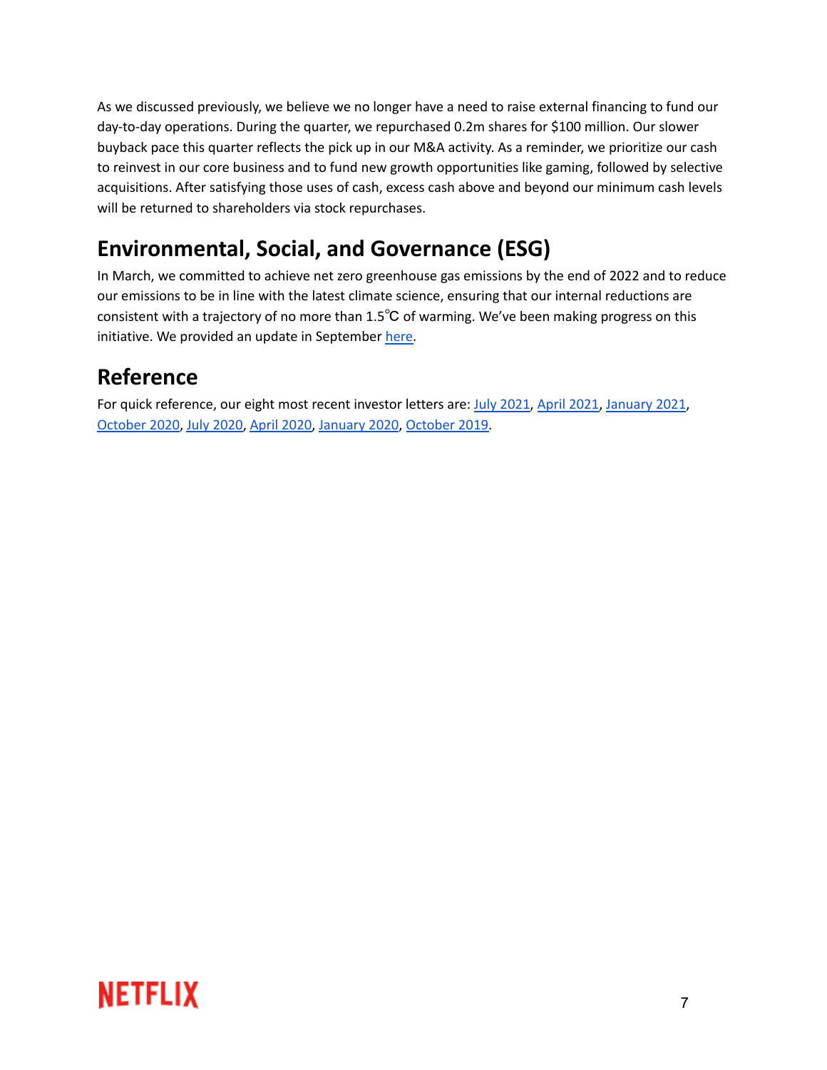As we discussed previously, we believe we no longer have a need to raise external financing to fund our day-to-day operations. During the quarter, we repurchased 0.2m shares for $100 million. Our slower buyback pace this quarter reflects the pick up in our M&A activity. As a reminder, we prioritize our cash to reinvest in our core business and to fund new growth opportunities like gaming, followed by selective acquisitions. After satisfying those uses of cash, excess cash above and beyond our minimum cash levels will be returned to shareholders via stock repurchases.

## Environmental, Social, and Governance (ESG)

In March, we committed to achieve net zero greenhouse gas emissions by the end of 2022 and to reduce our emissions to be in line with the latest climate science, ensuring that our internal reductions are consistent with a trajectory of no more than 1.5℃ of warming. We've been making progress on this initiative. We provided an update in September here.

## Reference

For quick reference, our eight most recent investor letters are: July 2021, April 2021, January 2021, October 2020, July 2020, April 2020, January 2020, October 2019.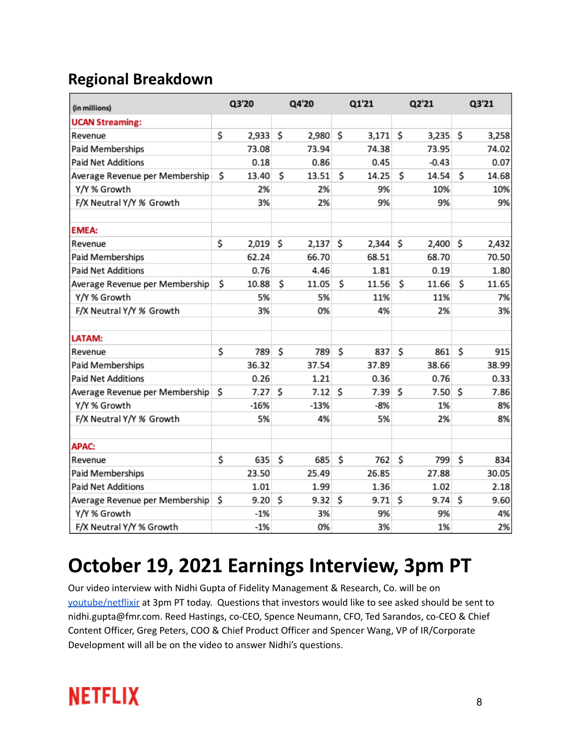## Regional Breakdown

| (in millions) | Q3'20 | Q4'20 | Q1'21 | Q2'21 | Q3'21 |
|---|---|---|---|---|---|
| **UCAN Streaming:** | | | | | |
| Revenue | $ 2,933 | $ 2,980 | $ 3,171 | $ 3,235 | $ 3,258 |
| Paid Memberships | 73.08 | 73.94 | 74.38 | 73.95 | 74.02 |
| Paid Net Additions | 0.18 | 0.86 | 0.45 | -0.43 | 0.07 |
| Average Revenue per Membership | $ 13.40 | $ 13.51 | $ 14.25 | $ 14.54 | $ 14.68 |
| Y/Y % Growth | 2% | 2% | 9% | 10% | 10% |
| F/X Neutral Y/Y % Growth | 3% | 2% | 9% | 9% | 9% |
| | | | | | |
| **EMEA:** | | | | | |
| Revenue | $ 2,019 | $ 2,137 | $ 2,344 | $ 2,400 | $ 2,432 |
| Paid Memberships | 62.24 | 66.70 | 68.51 | 68.70 | 70.50 |
| Paid Net Additions | 0.76 | 4.46 | 1.81 | 0.19 | 1.80 |
| Average Revenue per Membership | $ 10.88 | $ 11.05 | $ 11.56 | $ 11.66 | $ 11.65 |
| Y/Y % Growth | 5% | 5% | 11% | 11% | 7% |
| F/X Neutral Y/Y % Growth | 3% | 0% | 4% | 2% | 3% |
| | | | | | |
| **LATAM:** | | | | | |
| Revenue | $ 789 | $ 789 | $ 837 | $ 861 | $ 915 |
| Paid Memberships | 36.32 | 37.54 | 37.89 | 38.66 | 38.99 |
| Paid Net Additions | 0.26 | 1.21 | 0.36 | 0.76 | 0.33 |
| Average Revenue per Membership | $ 7.27 | $ 7.12 | $ 7.39 | $ 7.50 | $ 7.86 |
| Y/Y % Growth | -16% | -13% | -8% | 1% | 8% |
| F/X Neutral Y/Y % Growth | 5% | 4% | 5% | 2% | 8% |
| | | | | | |
| **APAC:** | | | | | |
| Revenue | $ 635 | $ 685 | $ 762 | $ 799 | $ 834 |
| Paid Memberships | 23.50 | 25.49 | 26.85 | 27.88 | 30.05 |
| Paid Net Additions | 1.01 | 1.99 | 1.36 | 1.02 | 2.18 |
| Average Revenue per Membership | $ 9.20 | $ 9.32 | $ 9.71 | $ 9.74 | $ 9.60 |
| Y/Y % Growth | -1% | 3% | 9% | 9% | 4% |
| F/X Neutral Y/Y % Growth | -1% | 0% | 3% | 1% | 2% |

# October 19, 2021 Earnings Interview, 3pm PT

Our video interview with Nidhi Gupta of Fidelity Management & Research, Co. will be on [youtube/netflixir](youtube/netflixir) at 3pm PT today. Questions that investors would like to see asked should be sent to nidhi.gupta@fmr.com. Reed Hastings, co-CEO, Spence Neumann, CFO, Ted Sarandos, co-CEO & Chief Content Officer, Greg Peters, COO & Chief Product Officer and Spencer Wang, VP of IR/Corporate Development will all be on the video to answer Nidhi's questions.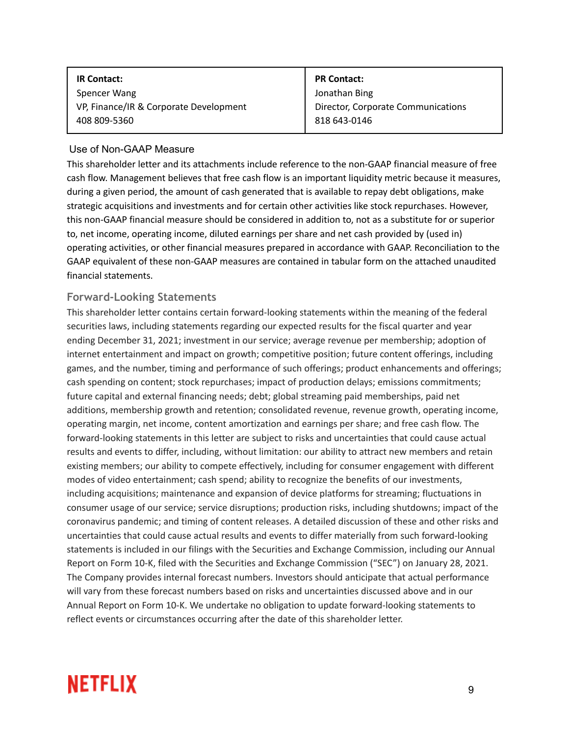| **IR Contact:** | **PR Contact:** |
| --- | --- |
| Spencer Wang | Jonathan Bing |
| VP, Finance/IR & Corporate Development | Director, Corporate Communications |
| 408 809-5360 | 818 643-0146 |

## Use of Non-GAAP Measure

This shareholder letter and its attachments include reference to the non-GAAP financial measure of free cash flow. Management believes that free cash flow is an important liquidity metric because it measures, during a given period, the amount of cash generated that is available to repay debt obligations, make strategic acquisitions and investments and for certain other activities like stock repurchases. However, this non-GAAP financial measure should be considered in addition to, not as a substitute for or superior to, net income, operating income, diluted earnings per share and net cash provided by (used in) operating activities, or other financial measures prepared in accordance with GAAP. Reconciliation to the GAAP equivalent of these non-GAAP measures are contained in tabular form on the attached unaudited financial statements.

## Forward-Looking Statements

This shareholder letter contains certain forward-looking statements within the meaning of the federal securities laws, including statements regarding our expected results for the fiscal quarter and year ending December 31, 2021; investment in our service; average revenue per membership; adoption of internet entertainment and impact on growth; competitive position; future content offerings, including games, and the number, timing and performance of such offerings; product enhancements and offerings; cash spending on content; stock repurchases; impact of production delays; emissions commitments; future capital and external financing needs; debt; global streaming paid memberships, paid net additions, membership growth and retention; consolidated revenue, revenue growth, operating income, operating margin, net income, content amortization and earnings per share; and free cash flow. The forward-looking statements in this letter are subject to risks and uncertainties that could cause actual results and events to differ, including, without limitation: our ability to attract new members and retain existing members; our ability to compete effectively, including for consumer engagement with different modes of video entertainment; cash spend; ability to recognize the benefits of our investments, including acquisitions; maintenance and expansion of device platforms for streaming; fluctuations in consumer usage of our service; service disruptions; production risks, including shutdowns; impact of the coronavirus pandemic; and timing of content releases. A detailed discussion of these and other risks and uncertainties that could cause actual results and events to differ materially from such forward-looking statements is included in our filings with the Securities and Exchange Commission, including our Annual Report on Form 10-K, filed with the Securities and Exchange Commission ("SEC") on January 28, 2021. The Company provides internal forecast numbers. Investors should anticipate that actual performance will vary from these forecast numbers based on risks and uncertainties discussed above and in our Annual Report on Form 10-K. We undertake no obligation to update forward-looking statements to reflect events or circumstances occurring after the date of this shareholder letter.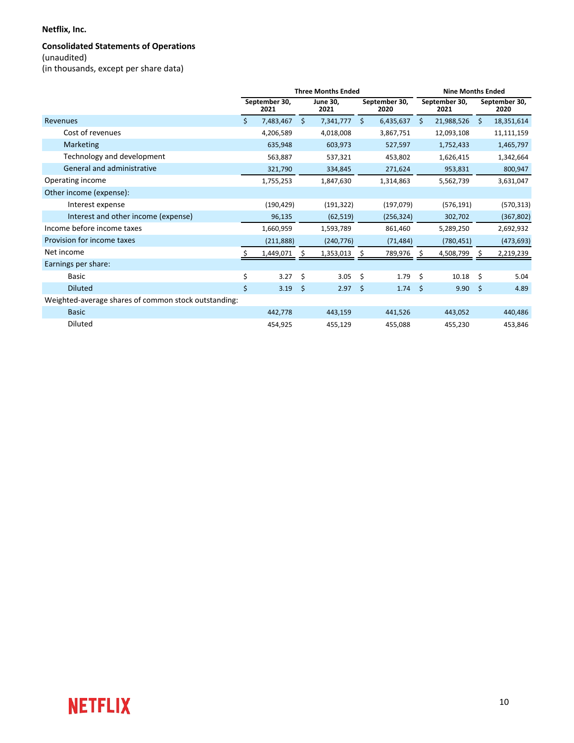**Netflix, Inc.**

**Consolidated Statements of Operations**
(unaudited)
(in thousands, except per share data)

| | Three Months Ended | | | Nine Months Ended | |
|---|---|---|---|---|---|
| | September 30, 2021 | June 30, 2021 | September 30, 2020 | September 30, 2021 | September 30, 2020 |
| Revenues | $ 7,483,467 | $ 7,341,777 | $ 6,435,637 | $ 21,988,526 | $ 18,351,614 |
| Cost of revenues | 4,206,589 | 4,018,008 | 3,867,751 | 12,093,108 | 11,111,159 |
| Marketing | 635,948 | 603,973 | 527,597 | 1,752,433 | 1,465,797 |
| Technology and development | 563,887 | 537,321 | 453,802 | 1,626,415 | 1,342,664 |
| General and administrative | 321,790 | 334,845 | 271,624 | 953,831 | 800,947 |
| Operating income | 1,755,253 | 1,847,630 | 1,314,863 | 5,562,739 | 3,631,047 |
| Other income (expense): | | | | | |
| Interest expense | (190,429) | (191,322) | (197,079) | (576,191) | (570,313) |
| Interest and other income (expense) | 96,135 | (62,519) | (256,324) | 302,702 | (367,802) |
| Income before income taxes | 1,660,959 | 1,593,789 | 861,460 | 5,289,250 | 2,692,932 |
| Provision for income taxes | (211,888) | (240,776) | (71,484) | (780,451) | (473,693) |
| Net income | $ 1,449,071 | $ 1,353,013 | $ 789,976 | $ 4,508,799 | $ 2,219,239 |
| Earnings per share: | | | | | |
| Basic | $ 3.27 | $ 3.05 | $ 1.79 | $ 10.18 | $ 5.04 |
| Diluted | $ 3.19 | $ 2.97 | $ 1.74 | $ 9.90 | $ 4.89 |
| Weighted-average shares of common stock outstanding: | | | | | |
| Basic | 442,778 | 443,159 | 441,526 | 443,052 | 440,486 |
| Diluted | 454,925 | 455,129 | 455,088 | 455,230 | 453,846 |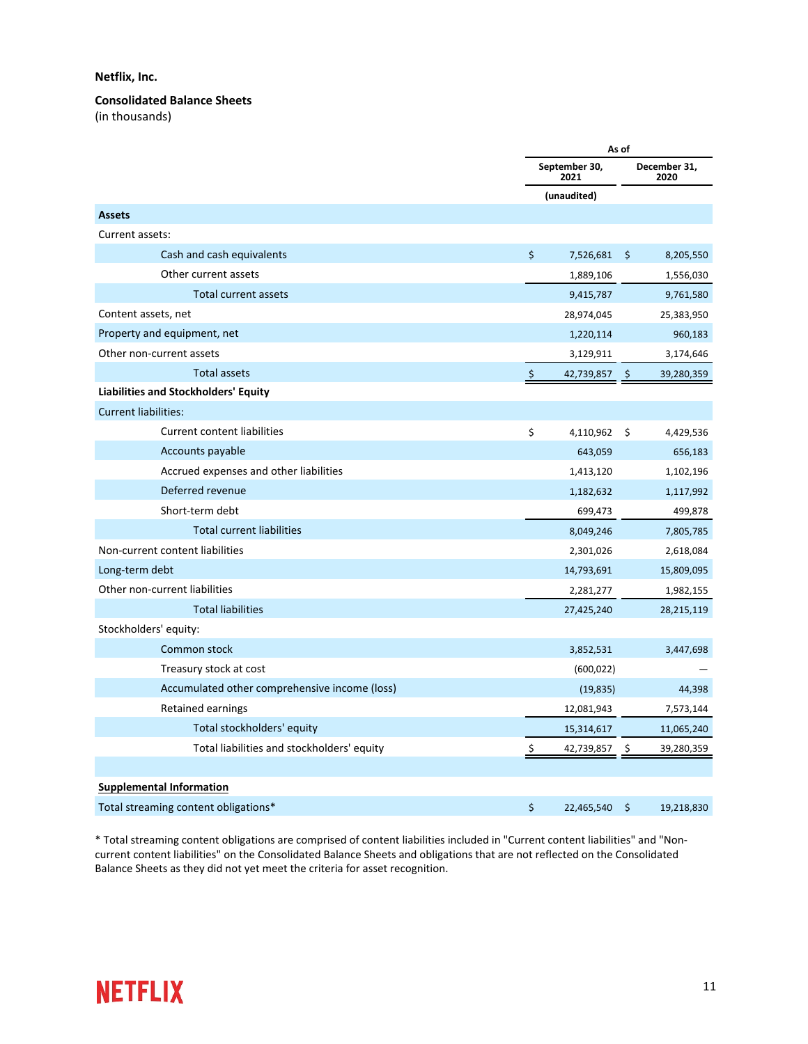**Netflix, Inc.**

**Consolidated Balance Sheets**
(in thousands)

| | As of | |
|---|---|---|
| | September 30, 2021 | December 31, 2020 |
| | (unaudited) | |
| **Assets** | | |
| Current assets: | | |
| Cash and cash equivalents | $ 7,526,681 | $ 8,205,550 |
| Other current assets | 1,889,106 | 1,556,030 |
| Total current assets | 9,415,787 | 9,761,580 |
| Content assets, net | 28,974,045 | 25,383,950 |
| Property and equipment, net | 1,220,114 | 960,183 |
| Other non-current assets | 3,129,911 | 3,174,646 |
| Total assets | $ 42,739,857 | $ 39,280,359 |
| **Liabilities and Stockholders' Equity** | | |
| Current liabilities: | | |
| Current content liabilities | $ 4,110,962 | $ 4,429,536 |
| Accounts payable | 643,059 | 656,183 |
| Accrued expenses and other liabilities | 1,413,120 | 1,102,196 |
| Deferred revenue | 1,182,632 | 1,117,992 |
| Short-term debt | 699,473 | 499,878 |
| Total current liabilities | 8,049,246 | 7,805,785 |
| Non-current content liabilities | 2,301,026 | 2,618,084 |
| Long-term debt | 14,793,691 | 15,809,095 |
| Other non-current liabilities | 2,281,277 | 1,982,155 |
| Total liabilities | 27,425,240 | 28,215,119 |
| Stockholders' equity: | | |
| Common stock | 3,852,531 | 3,447,698 |
| Treasury stock at cost | (600,022) | — |
| Accumulated other comprehensive income (loss) | (19,835) | 44,398 |
| Retained earnings | 12,081,943 | 7,573,144 |
| Total stockholders' equity | 15,314,617 | 11,065,240 |
| Total liabilities and stockholders' equity | $ 42,739,857 | $ 39,280,359 |
| | | |
| **Supplemental Information** | | |
| Total streaming content obligations* | $ 22,465,540 | $ 19,218,830 |

* Total streaming content obligations are comprised of content liabilities included in "Current content liabilities" and "Non-current content liabilities" on the Consolidated Balance Sheets and obligations that are not reflected on the Consolidated Balance Sheets as they did not yet meet the criteria for asset recognition.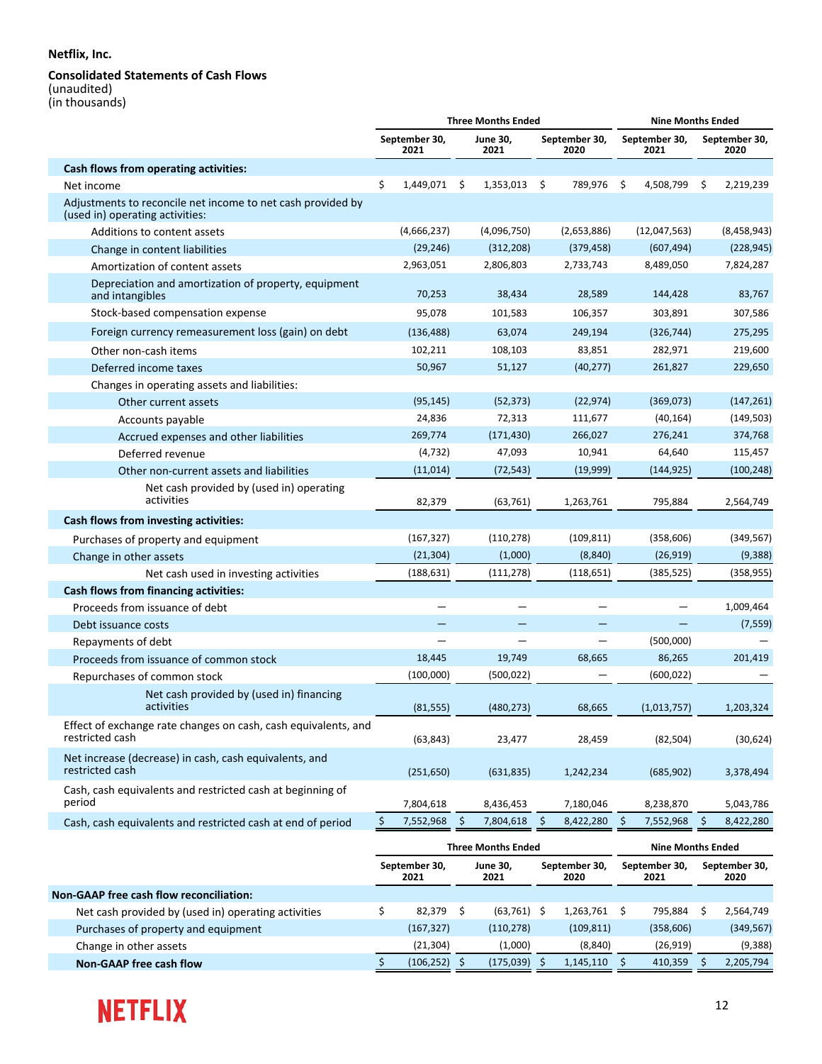**Netflix, Inc.**

**Consolidated Statements of Cash Flows**
(unaudited)
(in thousands)

| | Three Months Ended | | | Nine Months Ended | |
|---|---|---|---|---|---|
| | September 30, 2021 | June 30, 2021 | September 30, 2020 | September 30, 2021 | September 30, 2020 |
| **Cash flows from operating activities:** | | | | | |
| Net income | $ 1,449,071 | $ 1,353,013 | $ 789,976 | $ 4,508,799 | $ 2,219,239 |
| Adjustments to reconcile net income to net cash provided by (used in) operating activities: | | | | | |
| Additions to content assets | (4,666,237) | (4,096,750) | (2,653,886) | (12,047,563) | (8,458,943) |
| Change in content liabilities | (29,246) | (312,208) | (379,458) | (607,494) | (228,945) |
| Amortization of content assets | 2,963,051 | 2,806,803 | 2,733,743 | 8,489,050 | 7,824,287 |
| Depreciation and amortization of property, equipment and intangibles | 70,253 | 38,434 | 28,589 | 144,428 | 83,767 |
| Stock-based compensation expense | 95,078 | 101,583 | 106,357 | 303,891 | 307,586 |
| Foreign currency remeasurement loss (gain) on debt | (136,488) | 63,074 | 249,194 | (326,744) | 275,295 |
| Other non-cash items | 102,211 | 108,103 | 83,851 | 282,971 | 219,600 |
| Deferred income taxes | 50,967 | 51,127 | (40,277) | 261,827 | 229,650 |
| Changes in operating assets and liabilities: | | | | | |
| Other current assets | (95,145) | (52,373) | (22,974) | (369,073) | (147,261) |
| Accounts payable | 24,836 | 72,313 | 111,677 | (40,164) | (149,503) |
| Accrued expenses and other liabilities | 269,774 | (171,430) | 266,027 | 276,241 | 374,768 |
| Deferred revenue | (4,732) | 47,093 | 10,941 | 64,640 | 115,457 |
| Other non-current assets and liabilities | (11,014) | (72,543) | (19,999) | (144,925) | (100,248) |
| Net cash provided by (used in) operating activities | 82,379 | (63,761) | 1,263,761 | 795,884 | 2,564,749 |
| **Cash flows from investing activities:** | | | | | |
| Purchases of property and equipment | (167,327) | (110,278) | (109,811) | (358,606) | (349,567) |
| Change in other assets | (21,304) | (1,000) | (8,840) | (26,919) | (9,388) |
| Net cash used in investing activities | (188,631) | (111,278) | (118,651) | (385,525) | (358,955) |
| **Cash flows from financing activities:** | | | | | |
| Proceeds from issuance of debt | — | — | — | — | 1,009,464 |
| Debt issuance costs | — | — | — | — | (7,559) |
| Repayments of debt | — | — | — | (500,000) | — |
| Proceeds from issuance of common stock | 18,445 | 19,749 | 68,665 | 86,265 | 201,419 |
| Repurchases of common stock | (100,000) | (500,022) | — | (600,022) | — |
| Net cash provided by (used in) financing activities | (81,555) | (480,273) | 68,665 | (1,013,757) | 1,203,324 |
| Effect of exchange rate changes on cash, cash equivalents, and restricted cash | (63,843) | 23,477 | 28,459 | (82,504) | (30,624) |
| Net increase (decrease) in cash, cash equivalents, and restricted cash | (251,650) | (631,835) | 1,242,234 | (685,902) | 3,378,494 |
| Cash, cash equivalents and restricted cash at beginning of period | 7,804,618 | 8,436,453 | 7,180,046 | 8,238,870 | 5,043,786 |
| Cash, cash equivalents and restricted cash at end of period | $ 7,552,968 | $ 7,804,618 | $ 8,422,280 | $ 7,552,968 | $ 8,422,280 |

| | Three Months Ended | | | Nine Months Ended | |
|---|---|---|---|---|---|
| | September 30, 2021 | June 30, 2021 | September 30, 2020 | September 30, 2021 | September 30, 2020 |
| **Non-GAAP free cash flow reconciliation:** | | | | | |
| Net cash provided by (used in) operating activities | $ 82,379 | $ (63,761) | $ 1,263,761 | $ 795,884 | $ 2,564,749 |
| Purchases of property and equipment | (167,327) | (110,278) | (109,811) | (358,606) | (349,567) |
| Change in other assets | (21,304) | (1,000) | (8,840) | (26,919) | (9,388) |
| **Non-GAAP free cash flow** | $ (106,252) | $ (175,039) | $ 1,145,110 | $ 410,359 | $ 2,205,794 |

NETFLIX